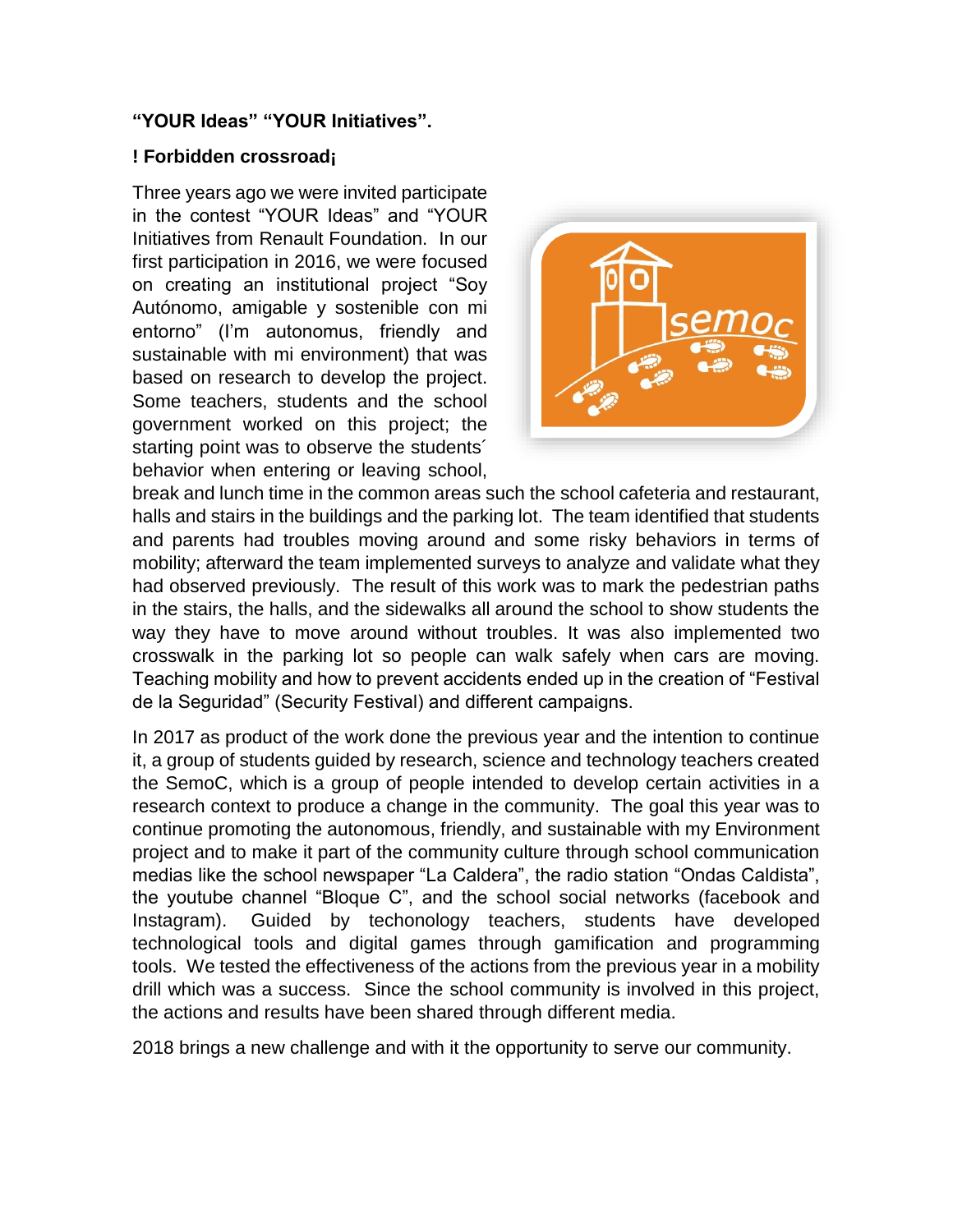**“YOUR Ideas” “YOUR Initiatives”.**

**! Forbidden crossroad¡**

Three years ago we were invited participate in the contest “YOUR Ideas” and “YOUR Initiatives from Renault Foundation. In our first participation in 2016, we were focused on creating an institutional project “Soy Autónomo, amigable y sostenible con mi entorno” (I’m autonomus, friendly and sustainable with mi environment) that was based on research to develop the project. Some teachers, students and the school government worked on this project; the starting point was to observe the students´ behavior when entering or leaving school, break and lunch time in the common areas such the school cafeteria and restaurant, halls and stairs in the buildings and the parking lot. The team identified that students and parents had troubles moving around and some risky behaviors in terms of mobility; afterward the team implemented surveys to analyze and validate what they had observed previously. The result of this work was to mark the pedestrian paths in the stairs, the halls, and the sidewalks all around the school to show students the way they have to move around without troubles. It was also implemented two crosswalk in the parking lot so people can walk safely when cars are moving. Teaching mobility and how to prevent accidents ended up in the creation of “Festival de la Seguridad” (Security Festival) and different campaigns.

In 2017 as product of the work done the previous year and the intention to continue it, a group of students guided by research, science and technology teachers created the SemoC, which is a group of people intended to develop certain activities in a research context to produce a change in the community. The goal this year was to continue promoting the autonomous, friendly, and sustainable with my Environment project and to make it part of the community culture through school communication medias like the school newspaper “La Caldera”, the radio station “Ondas Caldista”, the youtube channel “Bloque C”, and the school social networks (facebook and Instagram). Guided by techonology teachers, students have developed technological tools and digital games through gamification and programming tools. We tested the effectiveness of the actions from the previous year in a mobility drill which was a success. Since the school community is involved in this project, the actions and results have been shared through different media.

2018 brings a new challenge and with it the opportunity to serve our community.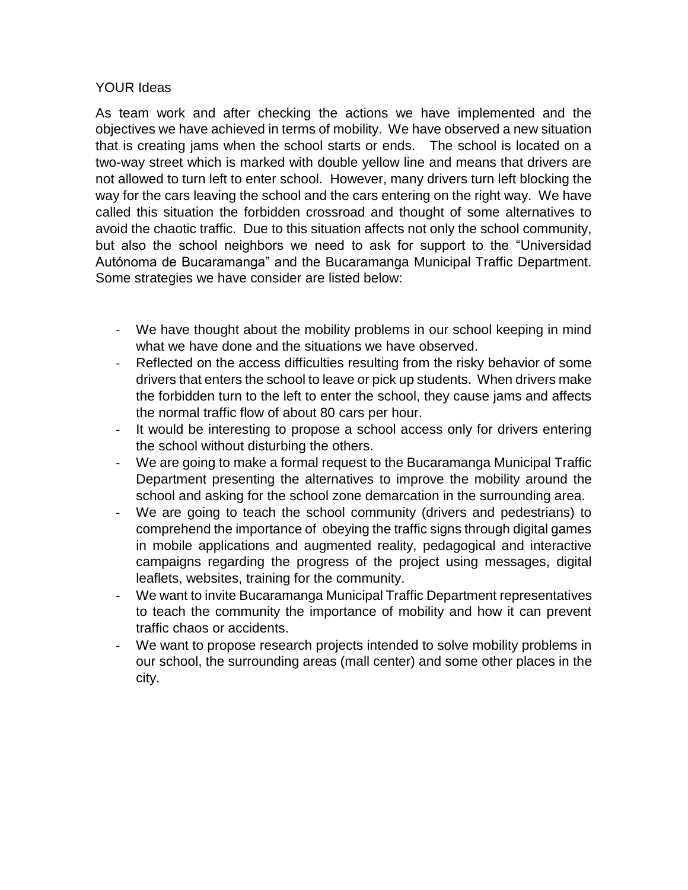YOUR Ideas

As team work and after checking the actions we have implemented and the objectives we have achieved in terms of mobility. We have observed a new situation that is creating jams when the school starts or ends. The school is located on a two-way street which is marked with double yellow line and means that drivers are not allowed to turn left to enter school. However, many drivers turn left blocking the way for the cars leaving the school and the cars entering on the right way. We have called this situation the forbidden crossroad and thought of some alternatives to avoid the chaotic traffic. Due to this situation affects not only the school community, but also the school neighbors we need to ask for support to the "Universidad Autónoma de Bucaramanga" and the Bucaramanga Municipal Traffic Department. Some strategies we have consider are listed below:

- We have thought about the mobility problems in our school keeping in mind what we have done and the situations we have observed.
- Reflected on the access difficulties resulting from the risky behavior of some drivers that enters the school to leave or pick up students. When drivers make the forbidden turn to the left to enter the school, they cause jams and affects the normal traffic flow of about 80 cars per hour.
- It would be interesting to propose a school access only for drivers entering the school without disturbing the others.
- We are going to make a formal request to the Bucaramanga Municipal Traffic Department presenting the alternatives to improve the mobility around the school and asking for the school zone demarcation in the surrounding area.
- We are going to teach the school community (drivers and pedestrians) to comprehend the importance of obeying the traffic signs through digital games in mobile applications and augmented reality, pedagogical and interactive campaigns regarding the progress of the project using messages, digital leaflets, websites, training for the community.
- We want to invite Bucaramanga Municipal Traffic Department representatives to teach the community the importance of mobility and how it can prevent traffic chaos or accidents.
- We want to propose research projects intended to solve mobility problems in our school, the surrounding areas (mall center) and some other places in the city.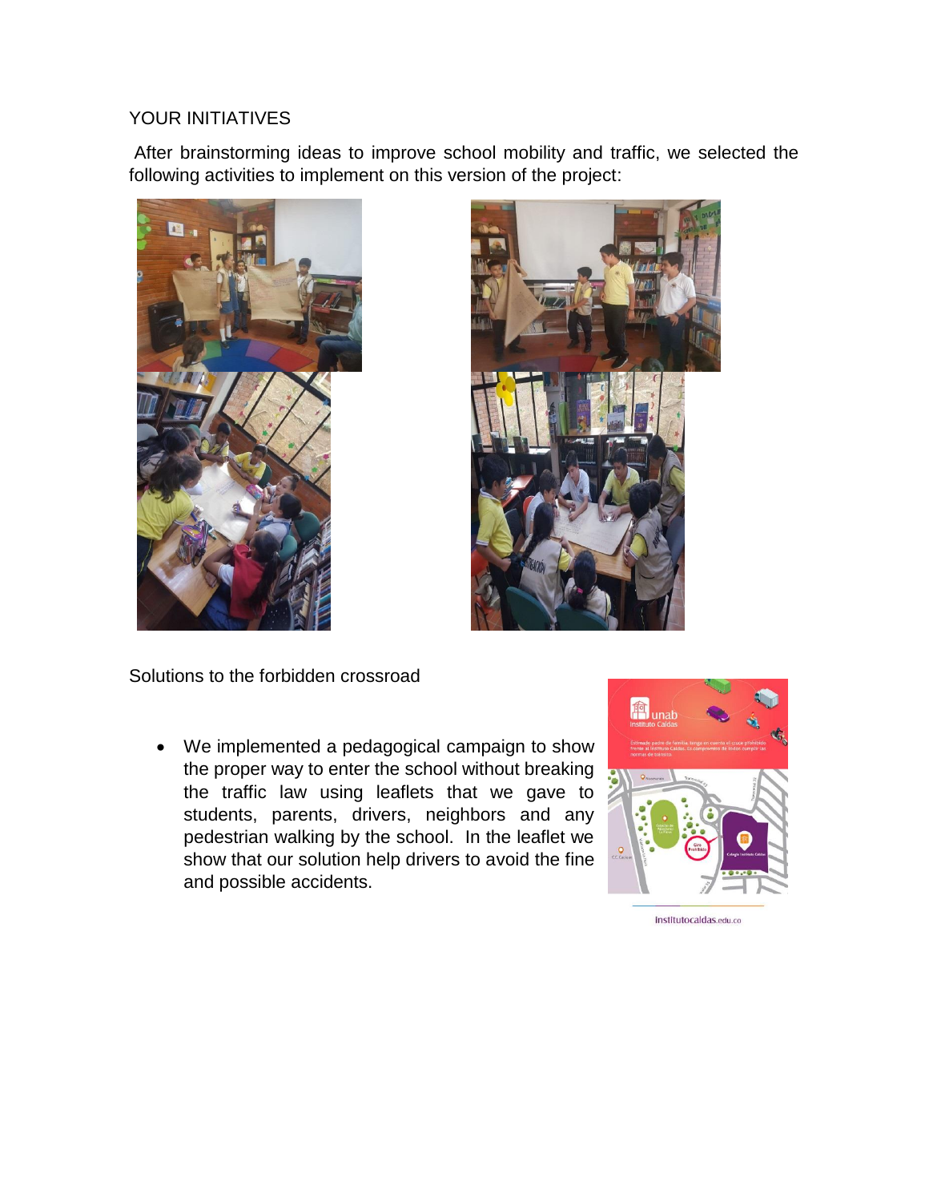YOUR INITIATIVES

After brainstorming ideas to improve school mobility and traffic, we selected the following activities to implement on this version of the project:

Solutions to the forbidden crossroad

- We implemented a pedagogical campaign to show the proper way to enter the school without breaking the traffic law using leaflets that we gave to students, parents, drivers, neighbors and any pedestrian walking by the school. In the leaflet we show that our solution help drivers to avoid the fine and possible accidents.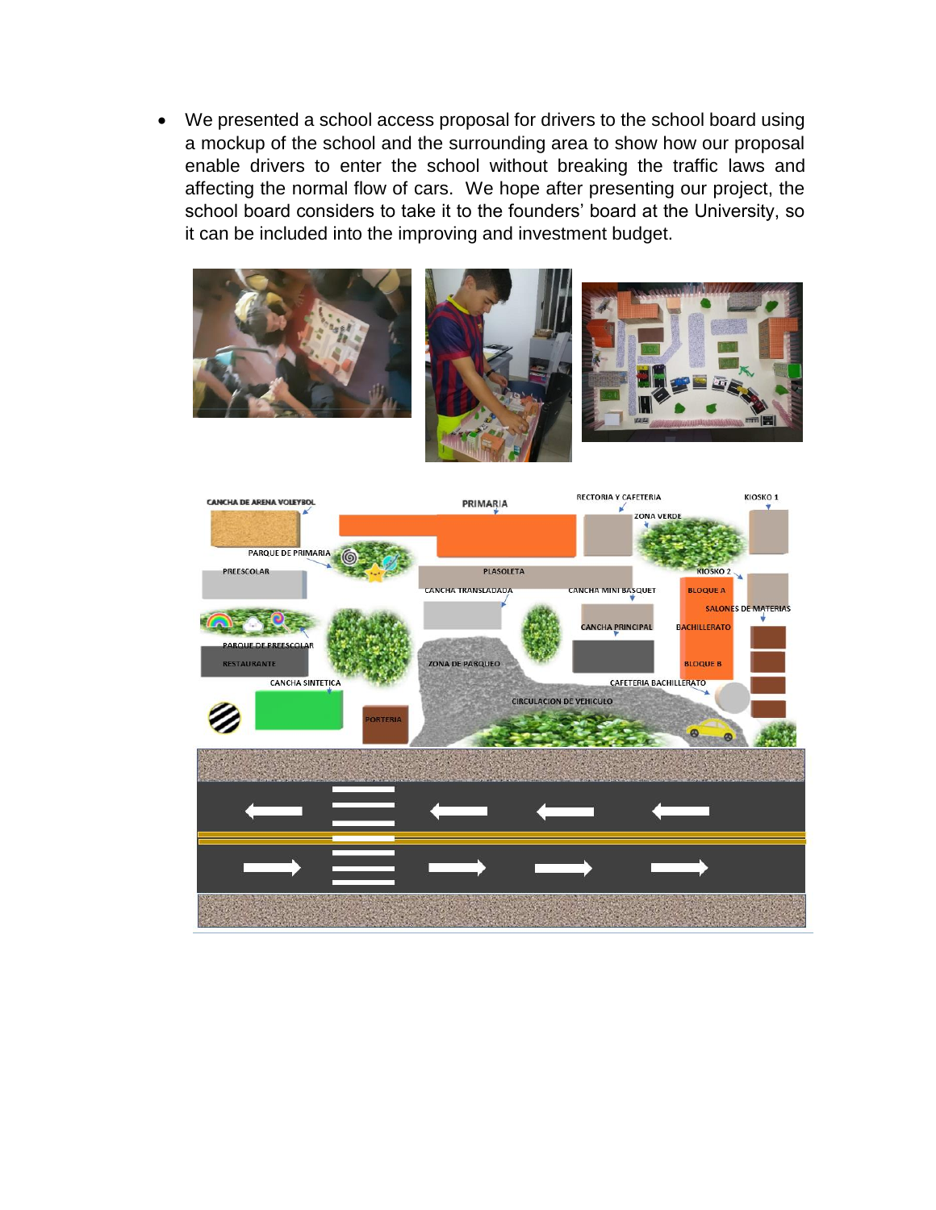- We presented a school access proposal for drivers to the school board using a mockup of the school and the surrounding area to show how our proposal enable drivers to enter the school without breaking the traffic laws and affecting the normal flow of cars. We hope after presenting our project, the school board considers to take it to the founders' board at the University, so it can be included into the improving and investment budget.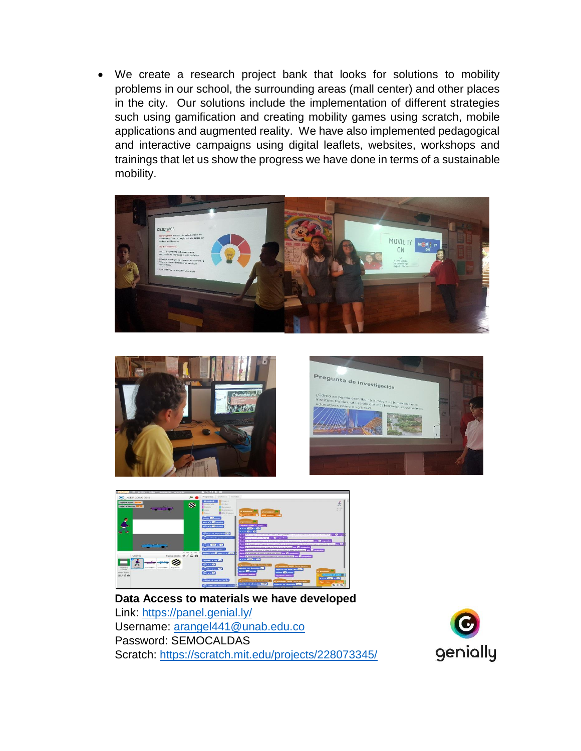- We create a research project bank that looks for solutions to mobility problems in our school, the surrounding areas (mall center) and other places in the city. Our solutions include the implementation of different strategies such using gamification and creating mobility games using scratch, mobile applications and augmented reality. We have also implemented pedagogical and interactive campaigns using digital leaflets, websites, workshops and trainings that let us show the progress we have done in terms of a sustainable mobility.

**Data Access to materials we have developed**

Link: https://panel.genial.ly/
Username: arangel441@unab.edu.co
Password: SEMOCALDAS
Scratch: https://scratch.mit.edu/projects/228073345/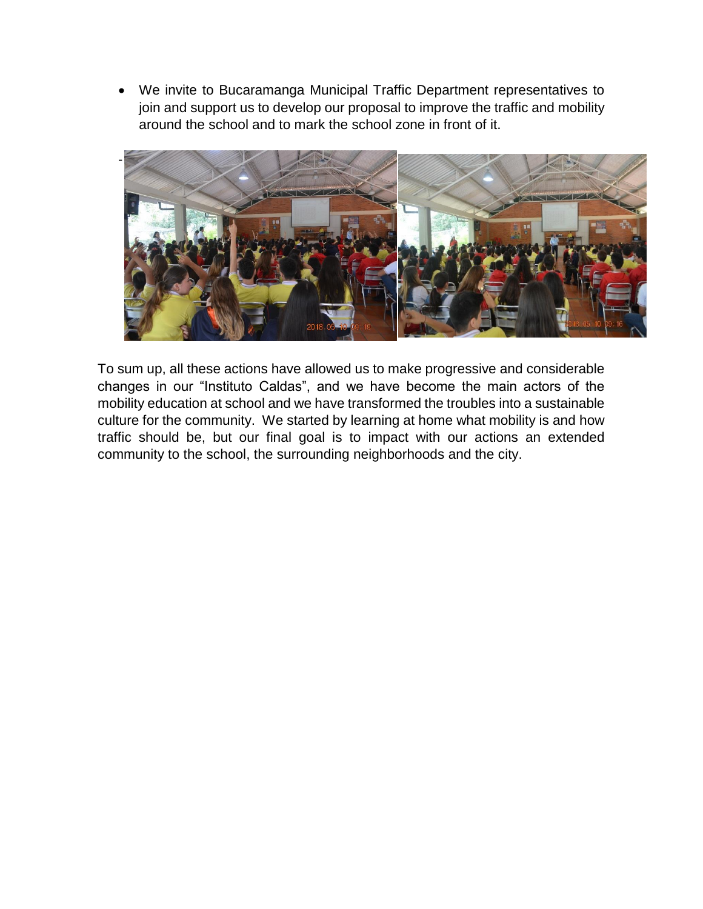- We invite to Bucaramanga Municipal Traffic Department representatives to join and support us to develop our proposal to improve the traffic and mobility around the school and to mark the school zone in front of it.

To sum up, all these actions have allowed us to make progressive and considerable changes in our “Instituto Caldas”, and we have become the main actors of the mobility education at school and we have transformed the troubles into a sustainable culture for the community. We started by learning at home what mobility is and how traffic should be, but our final goal is to impact with our actions an extended community to the school, the surrounding neighborhoods and the city.